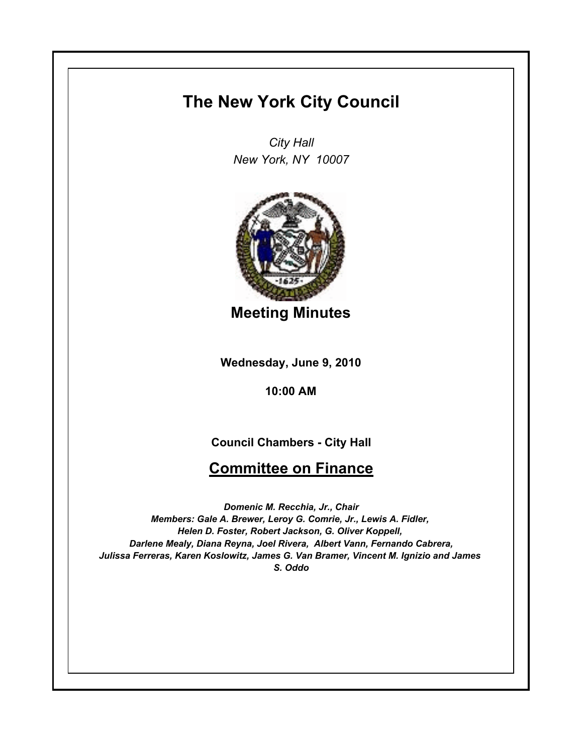# The New York City Council

*City Hall*
*New York, NY 10007*

## Meeting Minutes

**Wednesday, June 9, 2010**

**10:00 AM**

**Council Chambers - City Hall**

## Committee on Finance

***Domenic M. Recchia, Jr., Chair***
***Members: Gale A. Brewer, Leroy G. Comrie, Jr., Lewis A. Fidler, Helen D. Foster, Robert Jackson, G. Oliver Koppell, Darlene Mealy, Diana Reyna, Joel Rivera, Albert Vann, Fernando Cabrera, Julissa Ferreras, Karen Koslowitz, James G. Van Bramer, Vincent M. Ignizio and James S. Oddo***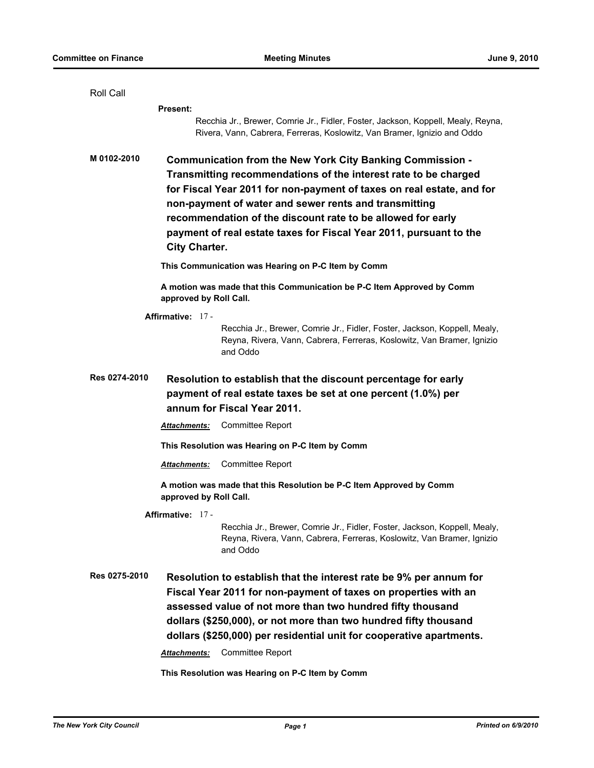Roll Call

**Present:**

Recchia Jr., Brewer, Comrie Jr., Fidler, Foster, Jackson, Koppell, Mealy, Reyna, Rivera, Vann, Cabrera, Ferreras, Koslowitz, Van Bramer, Ignizio and Oddo

**M 0102-2010** **Communication from the New York City Banking Commission - Transmitting recommendations of the interest rate to be charged for Fiscal Year 2011 for non-payment of taxes on real estate, and for non-payment of water and sewer rents and transmitting recommendation of the discount rate to be allowed for early payment of real estate taxes for Fiscal Year 2011, pursuant to the City Charter.**

**This Communication was Hearing on P-C Item by Comm**

**A motion was made that this Communication be P-C Item Approved by Comm approved by Roll Call.**

**Affirmative:** 17 -

Recchia Jr., Brewer, Comrie Jr., Fidler, Foster, Jackson, Koppell, Mealy, Reyna, Rivera, Vann, Cabrera, Ferreras, Koslowitz, Van Bramer, Ignizio and Oddo

**Res 0274-2010** **Resolution to establish that the discount percentage for early payment of real estate taxes be set at one percent (1.0%) per annum for Fiscal Year 2011.**

***Attachments:*** Committee Report

**This Resolution was Hearing on P-C Item by Comm**

***Attachments:*** Committee Report

**A motion was made that this Resolution be P-C Item Approved by Comm approved by Roll Call.**

**Affirmative:** 17 -

Recchia Jr., Brewer, Comrie Jr., Fidler, Foster, Jackson, Koppell, Mealy, Reyna, Rivera, Vann, Cabrera, Ferreras, Koslowitz, Van Bramer, Ignizio and Oddo

**Res 0275-2010** **Resolution to establish that the interest rate be 9% per annum for Fiscal Year 2011 for non-payment of taxes on properties with an assessed value of not more than two hundred fifty thousand dollars ($250,000), or not more than two hundred fifty thousand dollars ($250,000) per residential unit for cooperative apartments.**

***Attachments:*** Committee Report

**This Resolution was Hearing on P-C Item by Comm**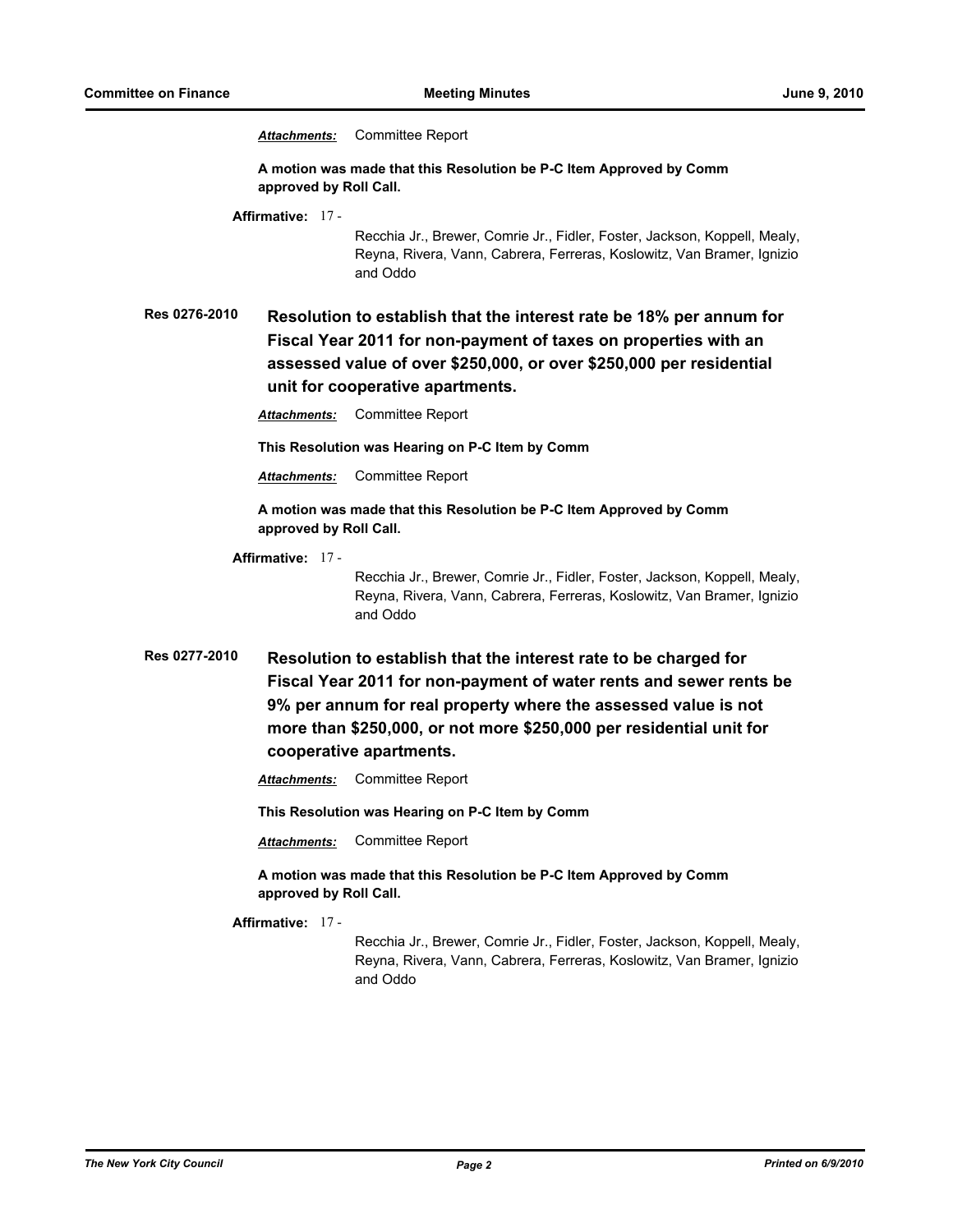***Attachments:*** Committee Report

**A motion was made that this Resolution be P-C Item Approved by Comm approved by Roll Call.**

**Affirmative:** 17 - Recchia Jr., Brewer, Comrie Jr., Fidler, Foster, Jackson, Koppell, Mealy, Reyna, Rivera, Vann, Cabrera, Ferreras, Koslowitz, Van Bramer, Ignizio and Oddo

## Res 0276-2010 Resolution to establish that the interest rate be 18% per annum for Fiscal Year 2011 for non-payment of taxes on properties with an assessed value of over $250,000, or over $250,000 per residential unit for cooperative apartments.

***Attachments:*** Committee Report

**This Resolution was Hearing on P-C Item by Comm**

***Attachments:*** Committee Report

**A motion was made that this Resolution be P-C Item Approved by Comm approved by Roll Call.**

**Affirmative:** 17 - Recchia Jr., Brewer, Comrie Jr., Fidler, Foster, Jackson, Koppell, Mealy, Reyna, Rivera, Vann, Cabrera, Ferreras, Koslowitz, Van Bramer, Ignizio and Oddo

## Res 0277-2010 Resolution to establish that the interest rate to be charged for Fiscal Year 2011 for non-payment of water rents and sewer rents be 9% per annum for real property where the assessed value is not more than $250,000, or not more $250,000 per residential unit for cooperative apartments.

***Attachments:*** Committee Report

**This Resolution was Hearing on P-C Item by Comm**

***Attachments:*** Committee Report

**A motion was made that this Resolution be P-C Item Approved by Comm approved by Roll Call.**

**Affirmative:** 17 - Recchia Jr., Brewer, Comrie Jr., Fidler, Foster, Jackson, Koppell, Mealy, Reyna, Rivera, Vann, Cabrera, Ferreras, Koslowitz, Van Bramer, Ignizio and Oddo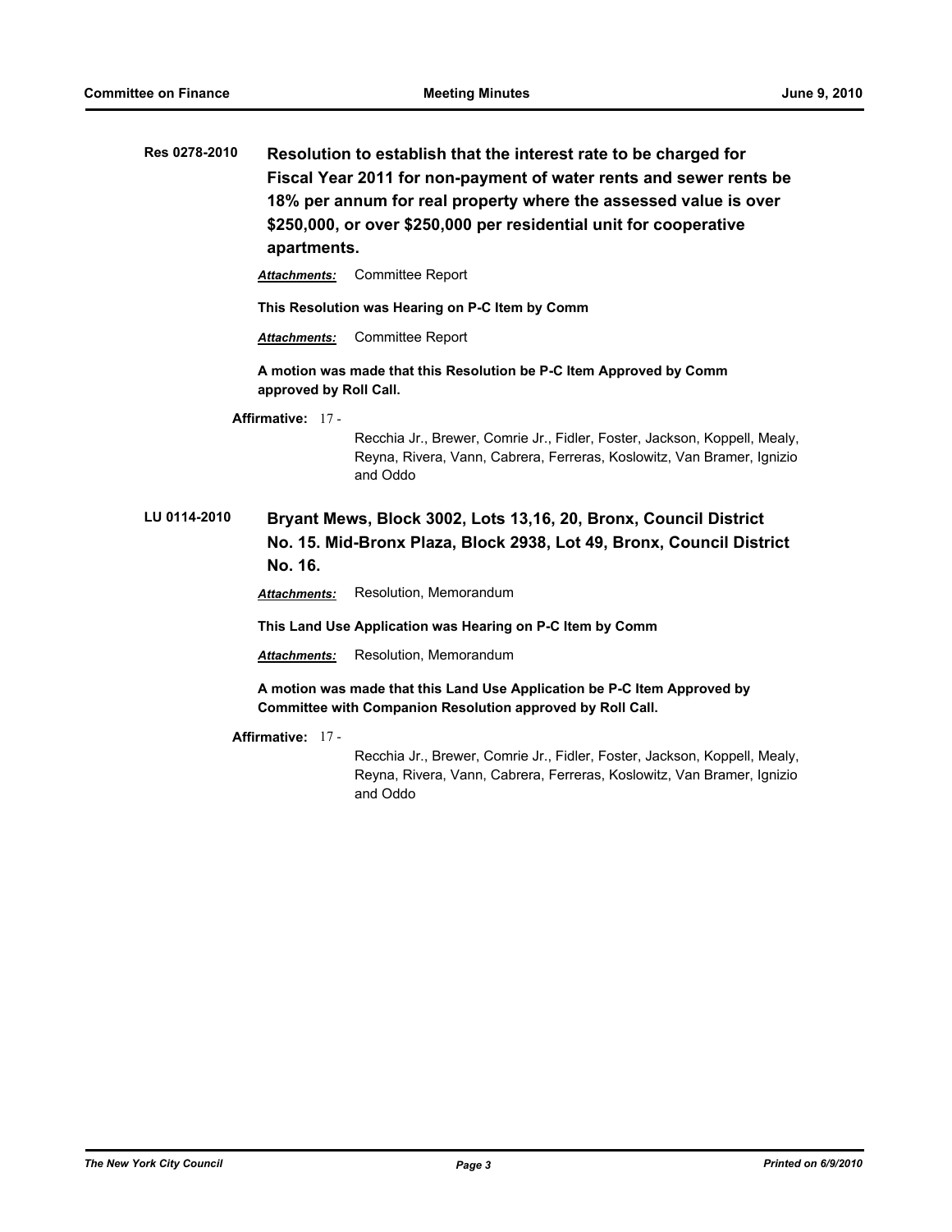**Res 0278-2010** **Resolution to establish that the interest rate to be charged for Fiscal Year 2011 for non-payment of water rents and sewer rents be 18% per annum for real property where the assessed value is over $250,000, or over $250,000 per residential unit for cooperative apartments.**

***Attachments:*** Committee Report

**This Resolution was Hearing on P-C Item by Comm**

***Attachments:*** Committee Report

**A motion was made that this Resolution be P-C Item Approved by Comm approved by Roll Call.**

**Affirmative:** 17 -

Recchia Jr., Brewer, Comrie Jr., Fidler, Foster, Jackson, Koppell, Mealy, Reyna, Rivera, Vann, Cabrera, Ferreras, Koslowitz, Van Bramer, Ignizio and Oddo

**LU 0114-2010** **Bryant Mews, Block 3002, Lots 13,16, 20, Bronx, Council District No. 15. Mid-Bronx Plaza, Block 2938, Lot 49, Bronx, Council District No. 16.**

***Attachments:*** Resolution, Memorandum

**This Land Use Application was Hearing on P-C Item by Comm**

***Attachments:*** Resolution, Memorandum

**A motion was made that this Land Use Application be P-C Item Approved by Committee with Companion Resolution approved by Roll Call.**

**Affirmative:** 17 -

Recchia Jr., Brewer, Comrie Jr., Fidler, Foster, Jackson, Koppell, Mealy, Reyna, Rivera, Vann, Cabrera, Ferreras, Koslowitz, Van Bramer, Ignizio and Oddo